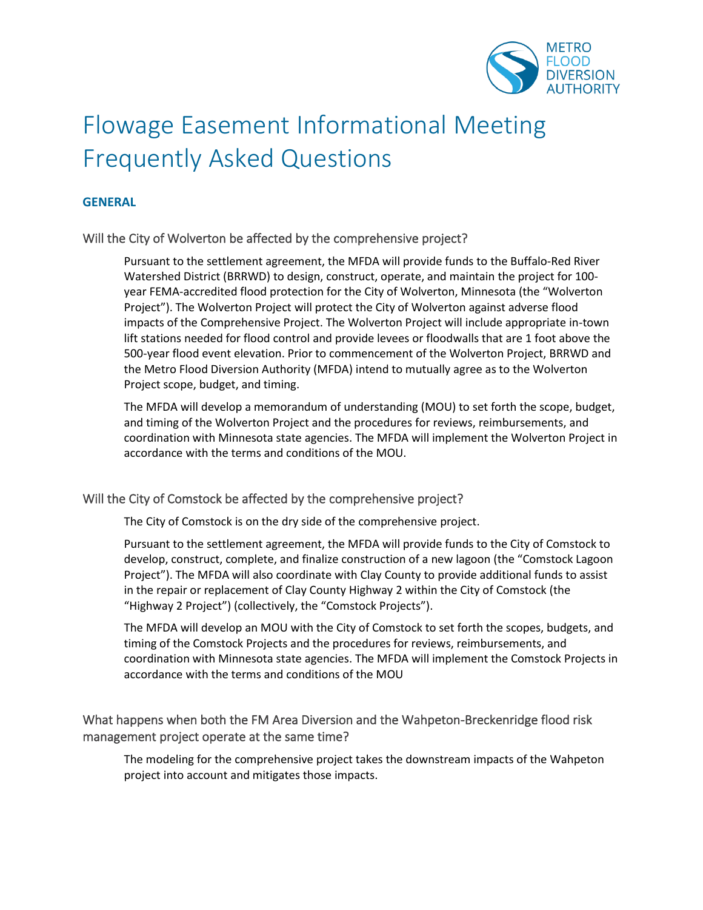METRO FLOOD DIVERSION AUTHORITY

# Flowage Easement Informational Meeting Frequently Asked Questions

## GENERAL

### Will the City of Wolverton be affected by the comprehensive project?

Pursuant to the settlement agreement, the MFDA will provide funds to the Buffalo-Red River Watershed District (BRRWD) to design, construct, operate, and maintain the project for 100-year FEMA-accredited flood protection for the City of Wolverton, Minnesota (the "Wolverton Project"). The Wolverton Project will protect the City of Wolverton against adverse flood impacts of the Comprehensive Project. The Wolverton Project will include appropriate in-town lift stations needed for flood control and provide levees or floodwalls that are 1 foot above the 500-year flood event elevation. Prior to commencement of the Wolverton Project, BRRWD and the Metro Flood Diversion Authority (MFDA) intend to mutually agree as to the Wolverton Project scope, budget, and timing.

The MFDA will develop a memorandum of understanding (MOU) to set forth the scope, budget, and timing of the Wolverton Project and the procedures for reviews, reimbursements, and coordination with Minnesota state agencies. The MFDA will implement the Wolverton Project in accordance with the terms and conditions of the MOU.

### Will the City of Comstock be affected by the comprehensive project?

The City of Comstock is on the dry side of the comprehensive project.

Pursuant to the settlement agreement, the MFDA will provide funds to the City of Comstock to develop, construct, complete, and finalize construction of a new lagoon (the "Comstock Lagoon Project"). The MFDA will also coordinate with Clay County to provide additional funds to assist in the repair or replacement of Clay County Highway 2 within the City of Comstock (the "Highway 2 Project") (collectively, the "Comstock Projects").

The MFDA will develop an MOU with the City of Comstock to set forth the scopes, budgets, and timing of the Comstock Projects and the procedures for reviews, reimbursements, and coordination with Minnesota state agencies. The MFDA will implement the Comstock Projects in accordance with the terms and conditions of the MOU

### What happens when both the FM Area Diversion and the Wahpeton-Breckenridge flood risk management project operate at the same time?

The modeling for the comprehensive project takes the downstream impacts of the Wahpeton project into account and mitigates those impacts.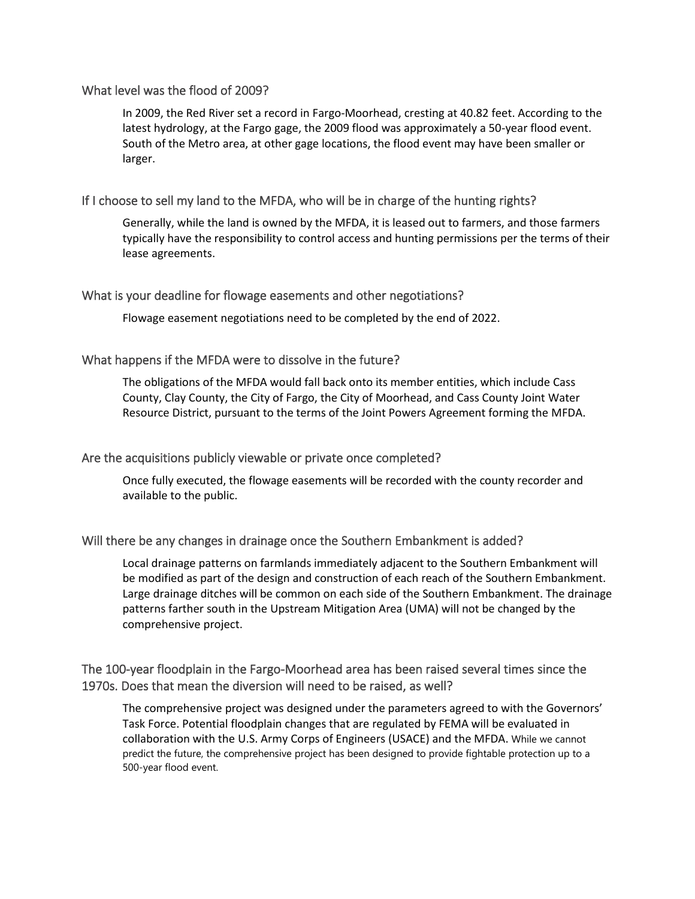### What level was the flood of 2009?

In 2009, the Red River set a record in Fargo-Moorhead, cresting at 40.82 feet. According to the latest hydrology, at the Fargo gage, the 2009 flood was approximately a 50-year flood event. South of the Metro area, at other gage locations, the flood event may have been smaller or larger.

### If I choose to sell my land to the MFDA, who will be in charge of the hunting rights?

Generally, while the land is owned by the MFDA, it is leased out to farmers, and those farmers typically have the responsibility to control access and hunting permissions per the terms of their lease agreements.

### What is your deadline for flowage easements and other negotiations?

Flowage easement negotiations need to be completed by the end of 2022.

### What happens if the MFDA were to dissolve in the future?

The obligations of the MFDA would fall back onto its member entities, which include Cass County, Clay County, the City of Fargo, the City of Moorhead, and Cass County Joint Water Resource District, pursuant to the terms of the Joint Powers Agreement forming the MFDA.

### Are the acquisitions publicly viewable or private once completed?

Once fully executed, the flowage easements will be recorded with the county recorder and available to the public.

### Will there be any changes in drainage once the Southern Embankment is added?

Local drainage patterns on farmlands immediately adjacent to the Southern Embankment will be modified as part of the design and construction of each reach of the Southern Embankment. Large drainage ditches will be common on each side of the Southern Embankment. The drainage patterns farther south in the Upstream Mitigation Area (UMA) will not be changed by the comprehensive project.

### The 100-year floodplain in the Fargo-Moorhead area has been raised several times since the 1970s. Does that mean the diversion will need to be raised, as well?

The comprehensive project was designed under the parameters agreed to with the Governors' Task Force. Potential floodplain changes that are regulated by FEMA will be evaluated in collaboration with the U.S. Army Corps of Engineers (USACE) and the MFDA. While we cannot predict the future, the comprehensive project has been designed to provide fightable protection up to a 500-year flood event.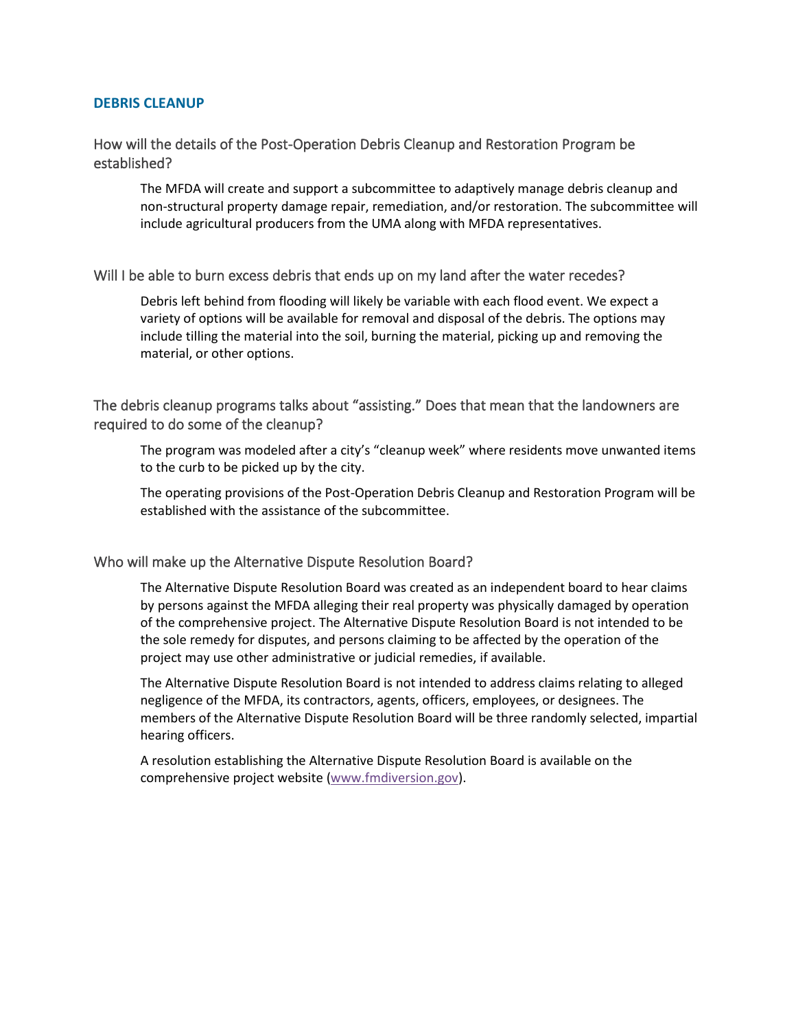## DEBRIS CLEANUP

### How will the details of the Post-Operation Debris Cleanup and Restoration Program be established?

The MFDA will create and support a subcommittee to adaptively manage debris cleanup and non-structural property damage repair, remediation, and/or restoration. The subcommittee will include agricultural producers from the UMA along with MFDA representatives.

### Will I be able to burn excess debris that ends up on my land after the water recedes?

Debris left behind from flooding will likely be variable with each flood event. We expect a variety of options will be available for removal and disposal of the debris. The options may include tilling the material into the soil, burning the material, picking up and removing the material, or other options.

### The debris cleanup programs talks about "assisting." Does that mean that the landowners are required to do some of the cleanup?

The program was modeled after a city's "cleanup week" where residents move unwanted items to the curb to be picked up by the city.

The operating provisions of the Post-Operation Debris Cleanup and Restoration Program will be established with the assistance of the subcommittee.

### Who will make up the Alternative Dispute Resolution Board?

The Alternative Dispute Resolution Board was created as an independent board to hear claims by persons against the MFDA alleging their real property was physically damaged by operation of the comprehensive project. The Alternative Dispute Resolution Board is not intended to be the sole remedy for disputes, and persons claiming to be affected by the operation of the project may use other administrative or judicial remedies, if available.

The Alternative Dispute Resolution Board is not intended to address claims relating to alleged negligence of the MFDA, its contractors, agents, officers, employees, or designees. The members of the Alternative Dispute Resolution Board will be three randomly selected, impartial hearing officers.

A resolution establishing the Alternative Dispute Resolution Board is available on the comprehensive project website ([www.fmdiversion.gov](http://www.fmdiversion.gov)).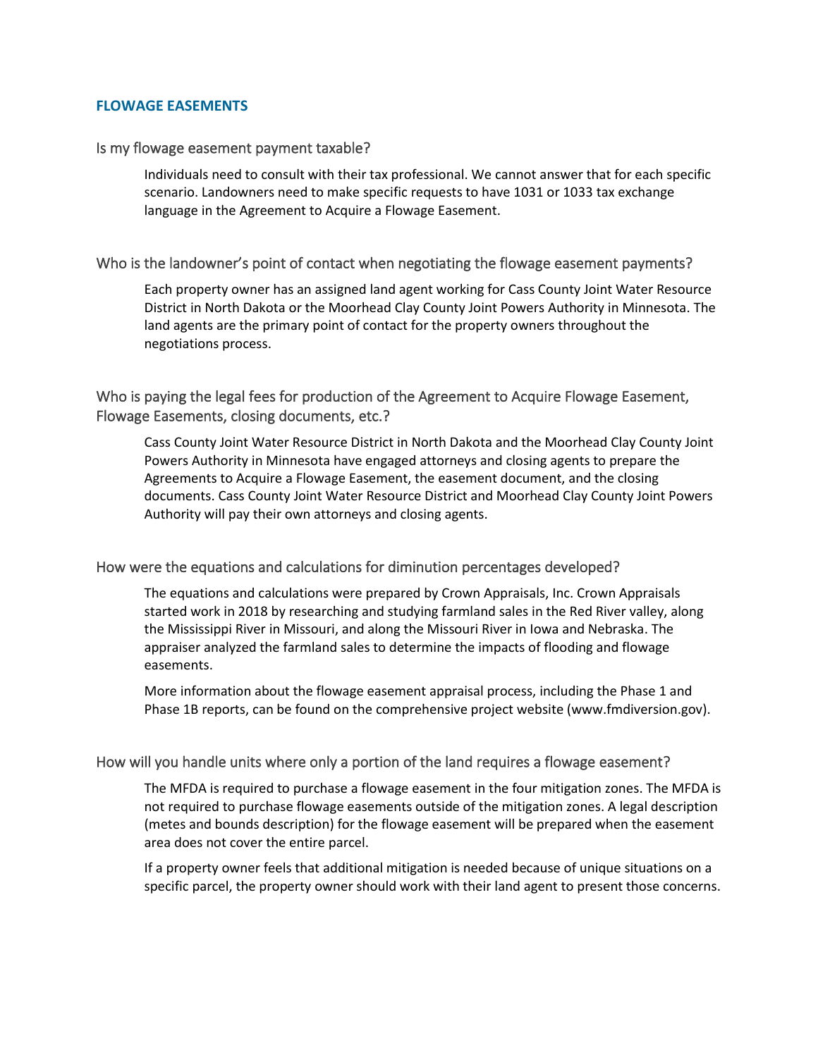## FLOWAGE EASEMENTS

### Is my flowage easement payment taxable?

Individuals need to consult with their tax professional. We cannot answer that for each specific scenario. Landowners need to make specific requests to have 1031 or 1033 tax exchange language in the Agreement to Acquire a Flowage Easement.

### Who is the landowner's point of contact when negotiating the flowage easement payments?

Each property owner has an assigned land agent working for Cass County Joint Water Resource District in North Dakota or the Moorhead Clay County Joint Powers Authority in Minnesota. The land agents are the primary point of contact for the property owners throughout the negotiations process.

### Who is paying the legal fees for production of the Agreement to Acquire Flowage Easement, Flowage Easements, closing documents, etc.?

Cass County Joint Water Resource District in North Dakota and the Moorhead Clay County Joint Powers Authority in Minnesota have engaged attorneys and closing agents to prepare the Agreements to Acquire a Flowage Easement, the easement document, and the closing documents. Cass County Joint Water Resource District and Moorhead Clay County Joint Powers Authority will pay their own attorneys and closing agents.

### How were the equations and calculations for diminution percentages developed?

The equations and calculations were prepared by Crown Appraisals, Inc. Crown Appraisals started work in 2018 by researching and studying farmland sales in the Red River valley, along the Mississippi River in Missouri, and along the Missouri River in Iowa and Nebraska. The appraiser analyzed the farmland sales to determine the impacts of flooding and flowage easements.

More information about the flowage easement appraisal process, including the Phase 1 and Phase 1B reports, can be found on the comprehensive project website (www.fmdiversion.gov).

### How will you handle units where only a portion of the land requires a flowage easement?

The MFDA is required to purchase a flowage easement in the four mitigation zones. The MFDA is not required to purchase flowage easements outside of the mitigation zones. A legal description (metes and bounds description) for the flowage easement will be prepared when the easement area does not cover the entire parcel.

If a property owner feels that additional mitigation is needed because of unique situations on a specific parcel, the property owner should work with their land agent to present those concerns.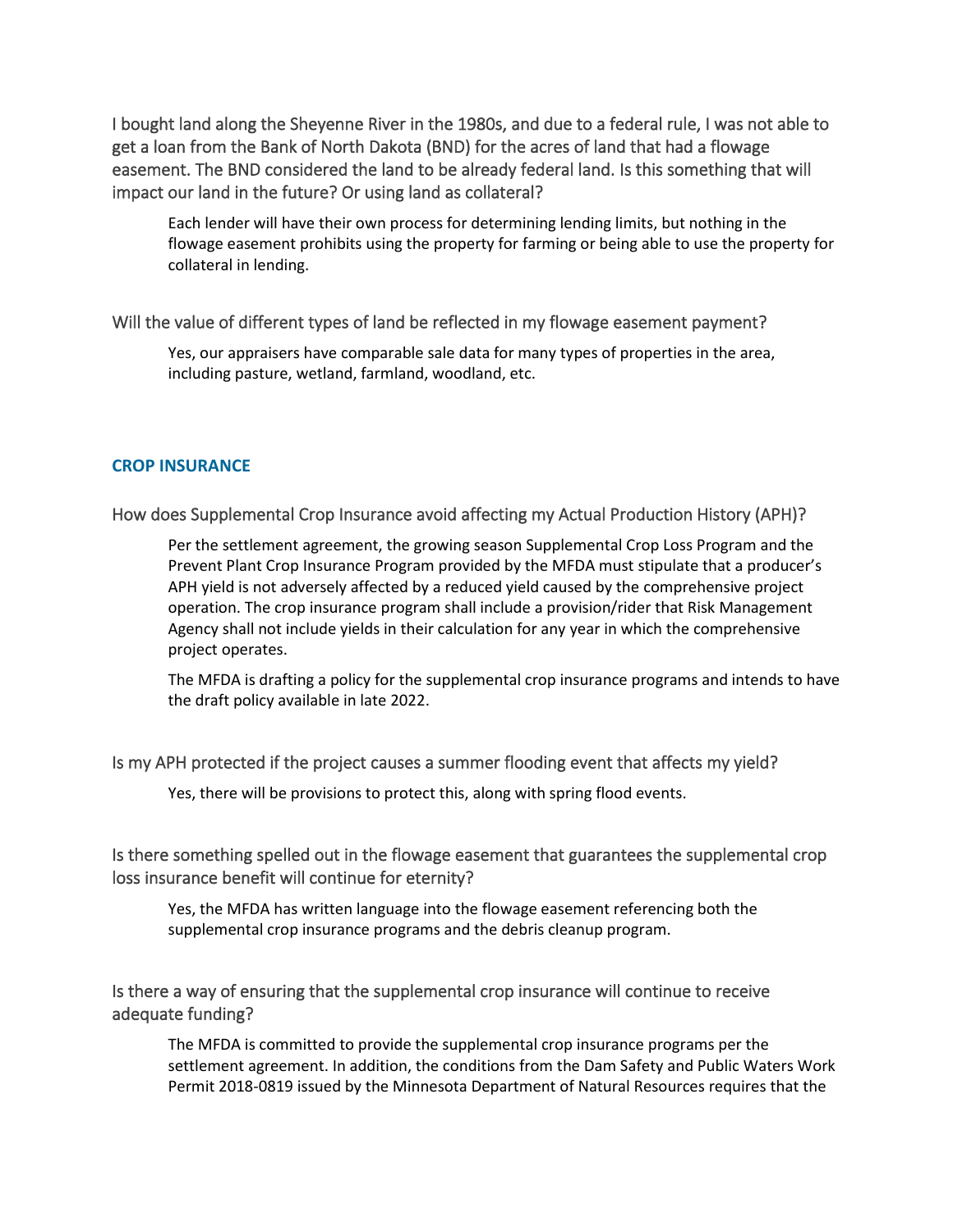I bought land along the Sheyenne River in the 1980s, and due to a federal rule, I was not able to get a loan from the Bank of North Dakota (BND) for the acres of land that had a flowage easement. The BND considered the land to be already federal land. Is this something that will impact our land in the future? Or using land as collateral?

> Each lender will have their own process for determining lending limits, but nothing in the flowage easement prohibits using the property for farming or being able to use the property for collateral in lending.

Will the value of different types of land be reflected in my flowage easement payment?

> Yes, our appraisers have comparable sale data for many types of properties in the area, including pasture, wetland, farmland, woodland, etc.

## CROP INSURANCE

How does Supplemental Crop Insurance avoid affecting my Actual Production History (APH)?

> Per the settlement agreement, the growing season Supplemental Crop Loss Program and the Prevent Plant Crop Insurance Program provided by the MFDA must stipulate that a producer's APH yield is not adversely affected by a reduced yield caused by the comprehensive project operation. The crop insurance program shall include a provision/rider that Risk Management Agency shall not include yields in their calculation for any year in which the comprehensive project operates.
>
> The MFDA is drafting a policy for the supplemental crop insurance programs and intends to have the draft policy available in late 2022.

Is my APH protected if the project causes a summer flooding event that affects my yield?

> Yes, there will be provisions to protect this, along with spring flood events.

Is there something spelled out in the flowage easement that guarantees the supplemental crop loss insurance benefit will continue for eternity?

> Yes, the MFDA has written language into the flowage easement referencing both the supplemental crop insurance programs and the debris cleanup program.

Is there a way of ensuring that the supplemental crop insurance will continue to receive adequate funding?

> The MFDA is committed to provide the supplemental crop insurance programs per the settlement agreement. In addition, the conditions from the Dam Safety and Public Waters Work Permit 2018-0819 issued by the Minnesota Department of Natural Resources requires that the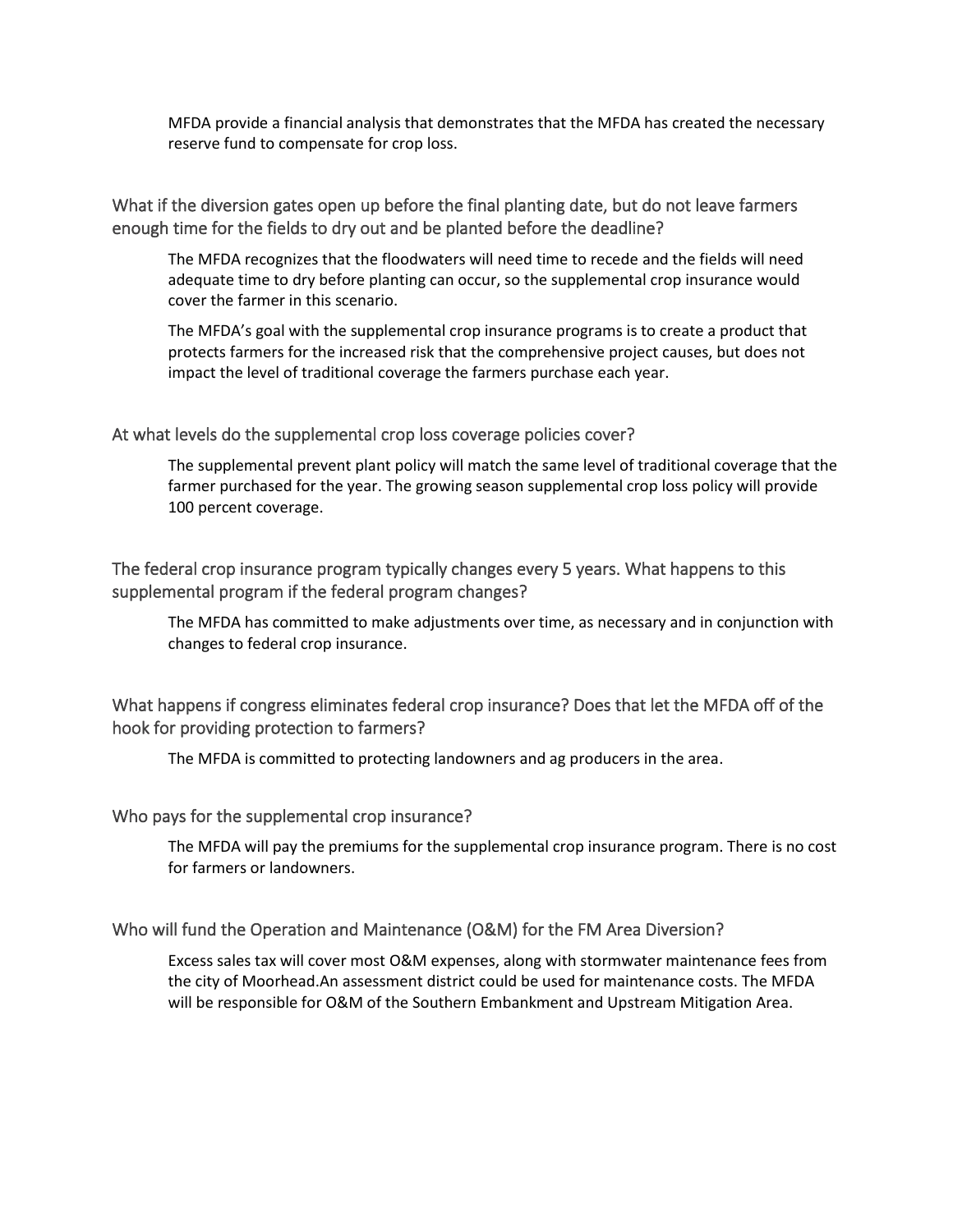MFDA provide a financial analysis that demonstrates that the MFDA has created the necessary reserve fund to compensate for crop loss.

### What if the diversion gates open up before the final planting date, but do not leave farmers enough time for the fields to dry out and be planted before the deadline?

The MFDA recognizes that the floodwaters will need time to recede and the fields will need adequate time to dry before planting can occur, so the supplemental crop insurance would cover the farmer in this scenario.

The MFDA's goal with the supplemental crop insurance programs is to create a product that protects farmers for the increased risk that the comprehensive project causes, but does not impact the level of traditional coverage the farmers purchase each year.

### At what levels do the supplemental crop loss coverage policies cover?

The supplemental prevent plant policy will match the same level of traditional coverage that the farmer purchased for the year. The growing season supplemental crop loss policy will provide 100 percent coverage.

### The federal crop insurance program typically changes every 5 years. What happens to this supplemental program if the federal program changes?

The MFDA has committed to make adjustments over time, as necessary and in conjunction with changes to federal crop insurance.

### What happens if congress eliminates federal crop insurance? Does that let the MFDA off of the hook for providing protection to farmers?

The MFDA is committed to protecting landowners and ag producers in the area.

### Who pays for the supplemental crop insurance?

The MFDA will pay the premiums for the supplemental crop insurance program. There is no cost for farmers or landowners.

### Who will fund the Operation and Maintenance (O&M) for the FM Area Diversion?

Excess sales tax will cover most O&M expenses, along with stormwater maintenance fees from the city of Moorhead.An assessment district could be used for maintenance costs. The MFDA will be responsible for O&M of the Southern Embankment and Upstream Mitigation Area.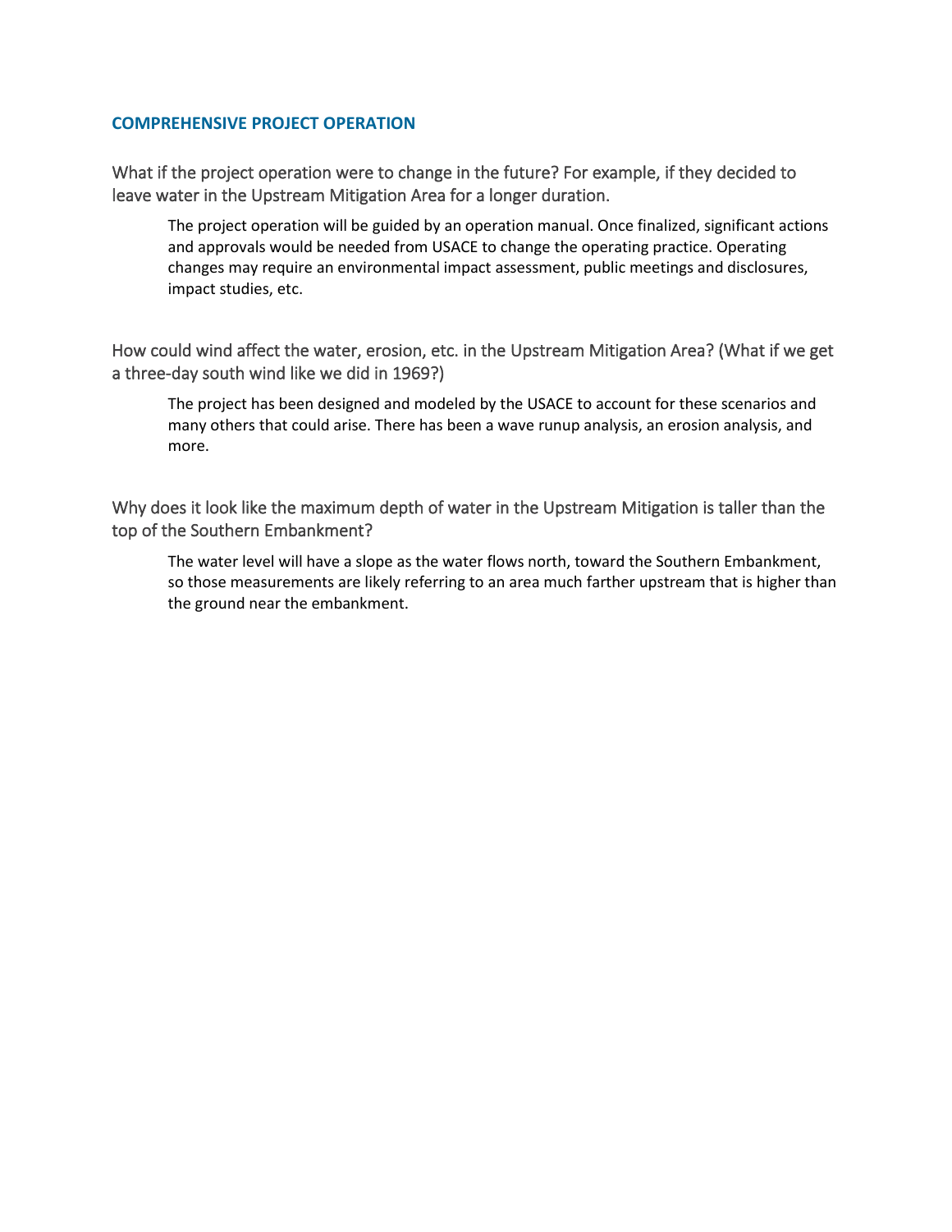## COMPREHENSIVE PROJECT OPERATION

### What if the project operation were to change in the future? For example, if they decided to leave water in the Upstream Mitigation Area for a longer duration.

The project operation will be guided by an operation manual. Once finalized, significant actions and approvals would be needed from USACE to change the operating practice. Operating changes may require an environmental impact assessment, public meetings and disclosures, impact studies, etc.

### How could wind affect the water, erosion, etc. in the Upstream Mitigation Area? (What if we get a three-day south wind like we did in 1969?)

The project has been designed and modeled by the USACE to account for these scenarios and many others that could arise. There has been a wave runup analysis, an erosion analysis, and more.

### Why does it look like the maximum depth of water in the Upstream Mitigation is taller than the top of the Southern Embankment?

The water level will have a slope as the water flows north, toward the Southern Embankment, so those measurements are likely referring to an area much farther upstream that is higher than the ground near the embankment.